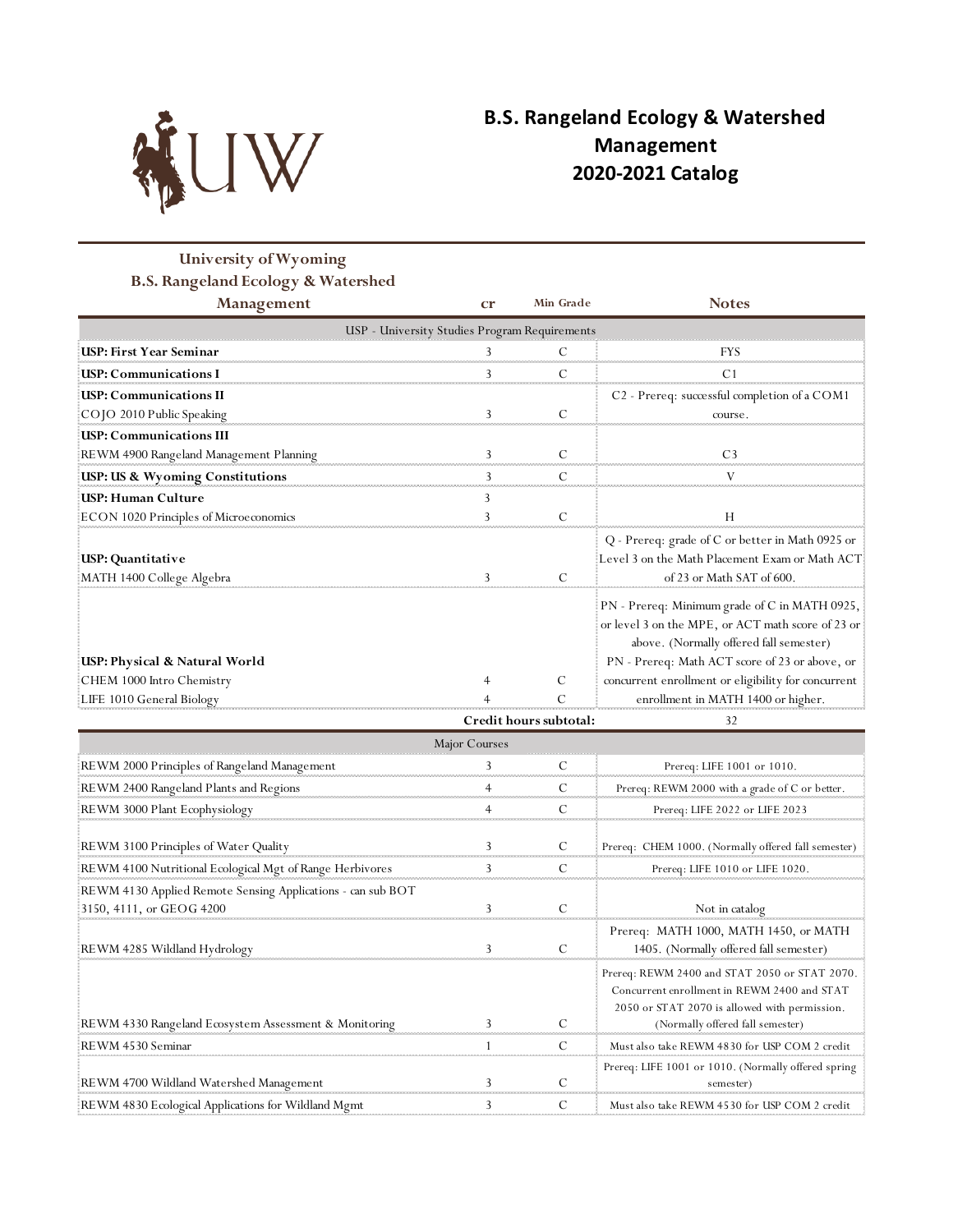# B.S. Rangeland Ecology & Watershed Management
# 2020-2021 Catalog

| University of Wyoming B.S. Rangeland Ecology & Watershed Management | cr | Min Grade | Notes |
|---|---|---|---|
| USP - University Studies Program Requirements | | | |
| **USP: First Year Seminar** | 3 | C | FYS |
| **USP: Communications I** | 3 | C | C1 |
| **USP: Communications II** COJO 2010 Public Speaking | 3 | C | C2 - Prereq: successful completion of a COM1 course. |
| **USP: Communications III** REWM 4900 Rangeland Management Planning | 3 | C | C3 |
| **USP: US & Wyoming Constitutions** | 3 | C | V |
| **USP: Human Culture** | 3 | | |
| ECON 1020 Principles of Microeconomics | 3 | C | H |
| **USP: Quantitative** MATH 1400 College Algebra | 3 | C | Q - Prereq: grade of C or better in Math 0925 or Level 3 on the Math Placement Exam or Math ACT of 23 or Math SAT of 600. |
| **USP: Physical & Natural World** | | | PN - Prereq: Minimum grade of C in MATH 0925, or level 3 on the MPE, or ACT math score of 23 or above. (Normally offered fall semester) |
| CHEM 1000 Intro Chemistry | 4 | C | PN - Prereq: Math ACT score of 23 or above, or concurrent enrollment or eligibility for concurrent enrollment in MATH 1400 or higher. |
| LIFE 1010 General Biology | 4 | C | |
| | **Credit hours subtotal:** | | 32 |
| Major Courses | | | |
| REWM 2000 Principles of Rangeland Management | 3 | C | Prereq: LIFE 1001 or 1010. |
| REWM 2400 Rangeland Plants and Regions | 4 | C | Prereq: REWM 2000 with a grade of C or better. |
| REWM 3000 Plant Ecophysiology | 4 | C | Prereq: LIFE 2022 or LIFE 2023 |
| REWM 3100 Principles of Water Quality | 3 | C | Prereq: CHEM 1000. (Normally offered fall semester) |
| REWM 4100 Nutritional Ecological Mgt of Range Herbivores | 3 | C | Prereq: LIFE 1010 or LIFE 1020. |
| REWM 4130 Applied Remote Sensing Applications - can sub BOT 3150, 4111, or GEOG 4200 | 3 | C | Not in catalog |
| REWM 4285 Wildland Hydrology | 3 | C | Prereq: MATH 1000, MATH 1450, or MATH 1405. (Normally offered fall semester) |
| REWM 4330 Rangeland Ecosystem Assessment & Monitoring | 3 | C | Prereq: REWM 2400 and STAT 2050 or STAT 2070. Concurrent enrollment in REWM 2400 and STAT 2050 or STAT 2070 is allowed with permission. (Normally offered fall semester) |
| REWM 4530 Seminar | 1 | C | Must also take REWM 4830 for USP COM 2 credit |
| REWM 4700 Wildland Watershed Management | 3 | C | Prereq: LIFE 1001 or 1010. (Normally offered spring semester) |
| REWM 4830 Ecological Applications for Wildland Mgmt | 3 | C | Must also take REWM 4530 for USP COM 2 credit |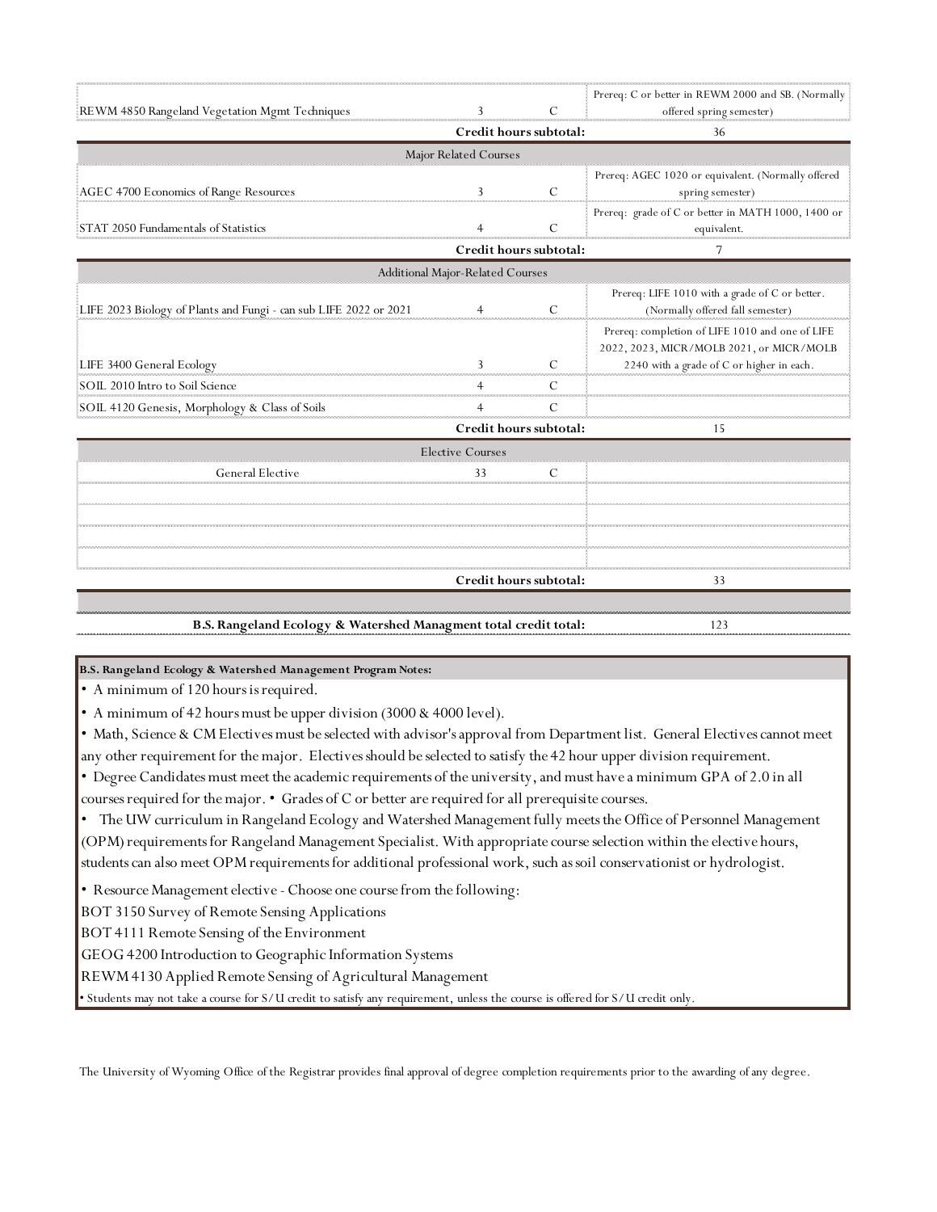| | | | |
|---|---|---|---|
| REWM 4850 Rangeland Vegetation Mgmt Techniques | 3 | C | Prereq: C or better in REWM 2000 and SB. (Normally offered spring semester) |
| | **Credit hours subtotal:** | | 36 |
| Major Related Courses | | | |
| AGEC 4700 Economics of Range Resources | 3 | C | Prereq: AGEC 1020 or equivalent. (Normally offered spring semester) |
| STAT 2050 Fundamentals of Statistics | 4 | C | Prereq: grade of C or better in MATH 1000, 1400 or equivalent. |
| | **Credit hours subtotal:** | | 7 |
| Additional Major-Related Courses | | | |
| LIFE 2023 Biology of Plants and Fungi - can sub LIFE 2022 or 2021 | 4 | C | Prereq: LIFE 1010 with a grade of C or better. (Normally offered fall semester) |
| LIFE 3400 General Ecology | 3 | C | Prereq: completion of LIFE 1010 and one of LIFE 2022, 2023, MICR/MOLB 2021, or MICR/MOLB 2240 with a grade of C or higher in each. |
| SOIL 2010 Intro to Soil Science | 4 | C | |
| SOIL 4120 Genesis, Morphology & Class of Soils | 4 | C | |
| | **Credit hours subtotal:** | | 15 |
| Elective Courses | | | |
| General Elective | 33 | C | |
| | | | |
| | | | |
| | | | |
| | | | |
| | **Credit hours subtotal:** | | 33 |
| | | | |
| **B.S. Rangeland Ecology & Watershed Managment total credit total:** | | | 123 |

**B.S. Rangeland Ecology & Watershed Management Program Notes:**

- A minimum of 120 hours is required.
- A minimum of 42 hours must be upper division (3000 & 4000 level).
- Math, Science & CM Electives must be selected with advisor's approval from Department list. General Electives cannot meet any other requirement for the major. Electives should be selected to satisfy the 42 hour upper division requirement.
- Degree Candidates must meet the academic requirements of the university, and must have a minimum GPA of 2.0 in all courses required for the major. • Grades of C or better are required for all prerequisite courses.
- The UW curriculum in Rangeland Ecology and Watershed Management fully meets the Office of Personnel Management (OPM) requirements for Rangeland Management Specialist. With appropriate course selection within the elective hours, students can also meet OPM requirements for additional professional work, such as soil conservationist or hydrologist.
- Resource Management elective - Choose one course from the following:

BOT 3150 Survey of Remote Sensing Applications
BOT 4111 Remote Sensing of the Environment
GEOG 4200 Introduction to Geographic Information Systems
REWM 4130 Applied Remote Sensing of Agricultural Management

- Students may not take a course for S/U credit to satisfy any requirement, unless the course is offered for S/U credit only.

The University of Wyoming Office of the Registrar provides final approval of degree completion requirements prior to the awarding of any degree.